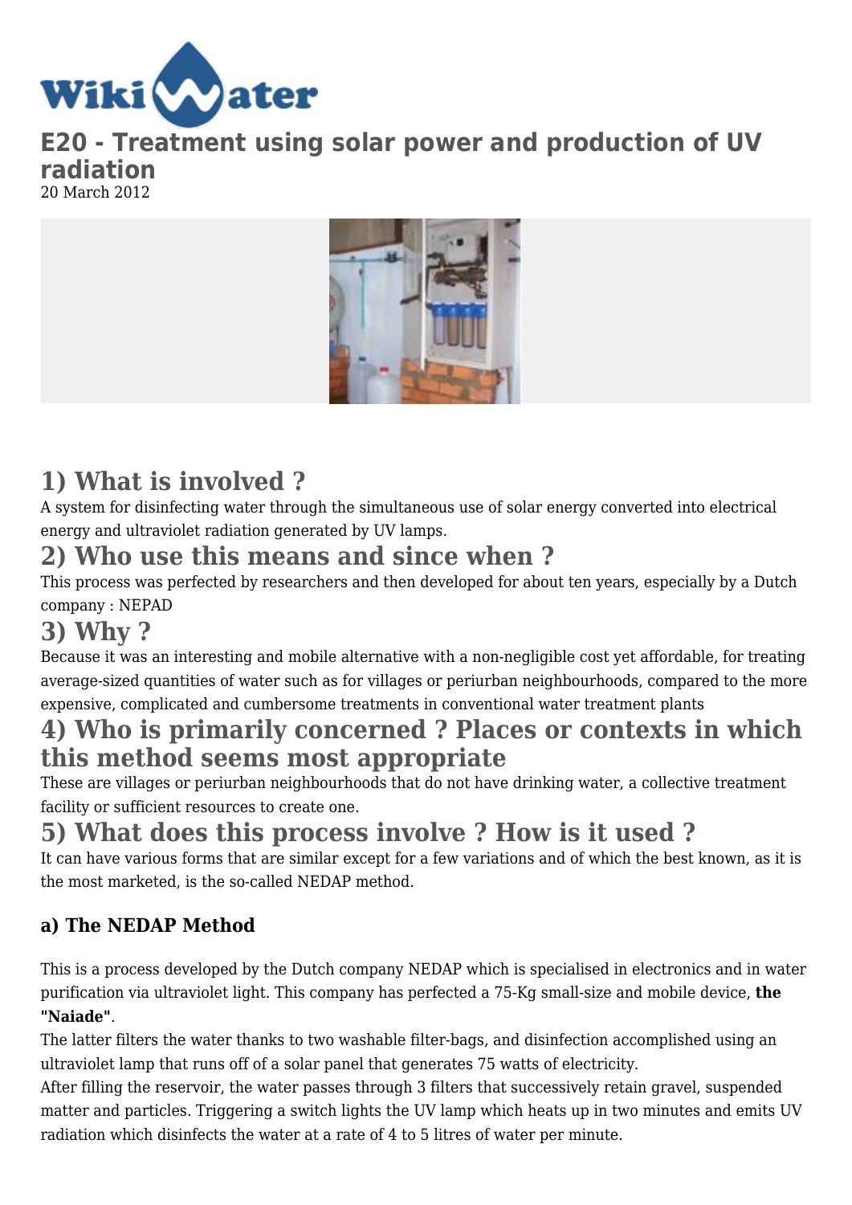# E20 - Treatment using solar power and production of UV radiation

20 March 2012

## 1) What is involved ?

A system for disinfecting water through the simultaneous use of solar energy converted into electrical energy and ultraviolet radiation generated by UV lamps.

## 2) Who use this means and since when ?

This process was perfected by researchers and then developed for about ten years, especially by a Dutch company : NEPAD

## 3) Why ?

Because it was an interesting and mobile alternative with a non-negligible cost yet affordable, for treating average-sized quantities of water such as for villages or periurban neighbourhoods, compared to the more expensive, complicated and cumbersome treatments in conventional water treatment plants

## 4) Who is primarily concerned ? Places or contexts in which this method seems most appropriate

These are villages or periurban neighbourhoods that do not have drinking water, a collective treatment facility or sufficient resources to create one.

## 5) What does this process involve ? How is it used ?

It can have various forms that are similar except for a few variations and of which the best known, as it is the most marketed, is the so-called NEDAP method.

### a) The NEDAP Method

This is a process developed by the Dutch company NEDAP which is specialised in electronics and in water purification via ultraviolet light. This company has perfected a 75-Kg small-size and mobile device, **the "Naiade"**.

The latter filters the water thanks to two washable filter-bags, and disinfection accomplished using an ultraviolet lamp that runs off of a solar panel that generates 75 watts of electricity.

After filling the reservoir, the water passes through 3 filters that successively retain gravel, suspended matter and particles. Triggering a switch lights the UV lamp which heats up in two minutes and emits UV radiation which disinfects the water at a rate of 4 to 5 litres of water per minute.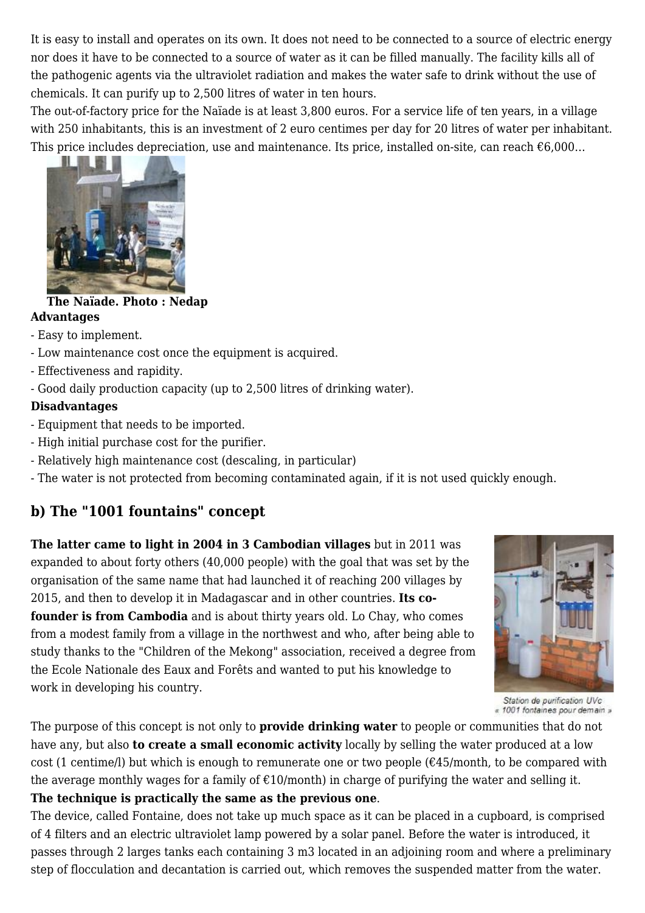It is easy to install and operates on its own. It does not need to be connected to a source of electric energy nor does it have to be connected to a source of water as it can be filled manually. The facility kills all of the pathogenic agents via the ultraviolet radiation and makes the water safe to drink without the use of chemicals. It can purify up to 2,500 litres of water in ten hours.

The out-of-factory price for the Naïade is at least 3,800 euros. For a service life of ten years, in a village with 250 inhabitants, this is an investment of 2 euro centimes per day for 20 litres of water per inhabitant. This price includes depreciation, use and maintenance. Its price, installed on-site, can reach €6,000…

**The Naïade. Photo : Nedap**

**Advantages**

- Easy to implement.
- Low maintenance cost once the equipment is acquired.
- Effectiveness and rapidity.
- Good daily production capacity (up to 2,500 litres of drinking water).

**Disadvantages**

- Equipment that needs to be imported.
- High initial purchase cost for the purifier.
- Relatively high maintenance cost (descaling, in particular)
- The water is not protected from becoming contaminated again, if it is not used quickly enough.

## b) The "1001 fountains" concept

**The latter came to light in 2004 in 3 Cambodian villages** but in 2011 was expanded to about forty others (40,000 people) with the goal that was set by the organisation of the same name that had launched it of reaching 200 villages by 2015, and then to develop it in Madagascar and in other countries. **Its co-founder is from Cambodia** and is about thirty years old. Lo Chay, who comes from a modest family from a village in the northwest and who, after being able to study thanks to the "Children of the Mekong" association, received a degree from the Ecole Nationale des Eaux and Forêts and wanted to put his knowledge to work in developing his country.

*Station de purification UVc « 1001 fontaines pour demain »*

The purpose of this concept is not only to **provide drinking water** to people or communities that do not have any, but also **to create a small economic activity** locally by selling the water produced at a low cost (1 centime/l) but which is enough to remunerate one or two people (€45/month, to be compared with the average monthly wages for a family of €10/month) in charge of purifying the water and selling it.

**The technique is practically the same as the previous one**.

The device, called Fontaine, does not take up much space as it can be placed in a cupboard, is comprised of 4 filters and an electric ultraviolet lamp powered by a solar panel. Before the water is introduced, it passes through 2 larges tanks each containing 3 m3 located in an adjoining room and where a preliminary step of flocculation and decantation is carried out, which removes the suspended matter from the water.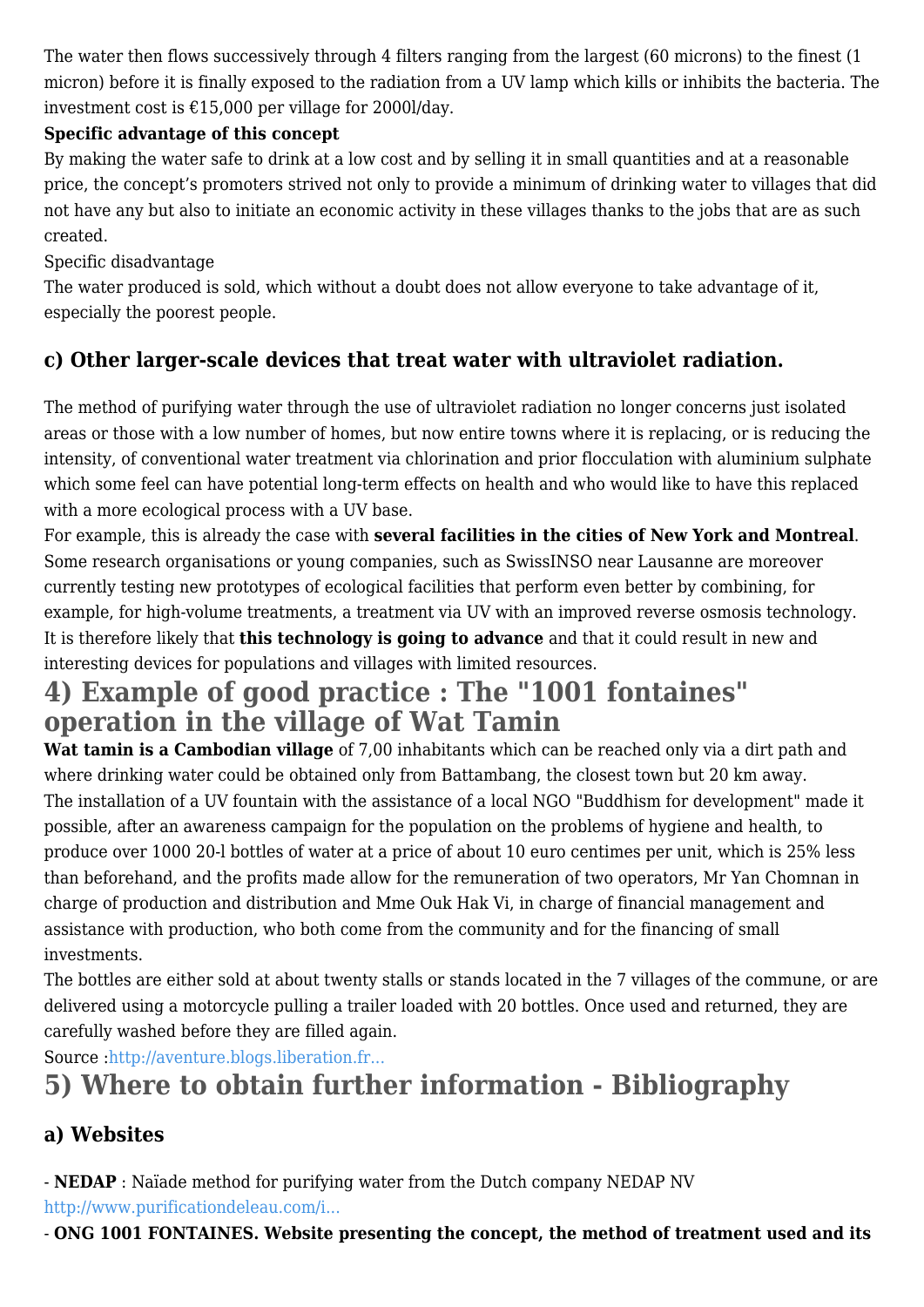The water then flows successively through 4 filters ranging from the largest (60 microns) to the finest (1 micron) before it is finally exposed to the radiation from a UV lamp which kills or inhibits the bacteria. The investment cost is €15,000 per village for 2000l/day.

**Specific advantage of this concept**

By making the water safe to drink at a low cost and by selling it in small quantities and at a reasonable price, the concept's promoters strived not only to provide a minimum of drinking water to villages that did not have any but also to initiate an economic activity in these villages thanks to the jobs that are as such created.

Specific disadvantage

The water produced is sold, which without a doubt does not allow everyone to take advantage of it, especially the poorest people.

### c) Other larger-scale devices that treat water with ultraviolet radiation.

The method of purifying water through the use of ultraviolet radiation no longer concerns just isolated areas or those with a low number of homes, but now entire towns where it is replacing, or is reducing the intensity, of conventional water treatment via chlorination and prior flocculation with aluminium sulphate which some feel can have potential long-term effects on health and who would like to have this replaced with a more ecological process with a UV base.

For example, this is already the case with **several facilities in the cities of New York and Montreal**. Some research organisations or young companies, such as SwissINSO near Lausanne are moreover currently testing new prototypes of ecological facilities that perform even better by combining, for example, for high-volume treatments, a treatment via UV with an improved reverse osmosis technology. It is therefore likely that **this technology is going to advance** and that it could result in new and interesting devices for populations and villages with limited resources.

## 4) Example of good practice : The "1001 fontaines" operation in the village of Wat Tamin

**Wat tamin is a Cambodian village** of 7,00 inhabitants which can be reached only via a dirt path and where drinking water could be obtained only from Battambang, the closest town but 20 km away.

The installation of a UV fountain with the assistance of a local NGO "Buddhism for development" made it possible, after an awareness campaign for the population on the problems of hygiene and health, to produce over 1000 20-l bottles of water at a price of about 10 euro centimes per unit, which is 25% less than beforehand, and the profits made allow for the remuneration of two operators, Mr Yan Chomnan in charge of production and distribution and Mme Ouk Hak Vi, in charge of financial management and assistance with production, who both come from the community and for the financing of small investments.

The bottles are either sold at about twenty stalls or stands located in the 7 villages of the commune, or are delivered using a motorcycle pulling a trailer loaded with 20 bottles. Once used and returned, they are carefully washed before they are filled again.

Source :http://aventure.blogs.liberation.fr...

## 5) Where to obtain further information - Bibliography

### a) Websites

- **NEDAP** : Naïade method for purifying water from the Dutch company NEDAP NV http://www.purificationdeleau.com/i...

- **ONG 1001 FONTAINES. Website presenting the concept, the method of treatment used and its**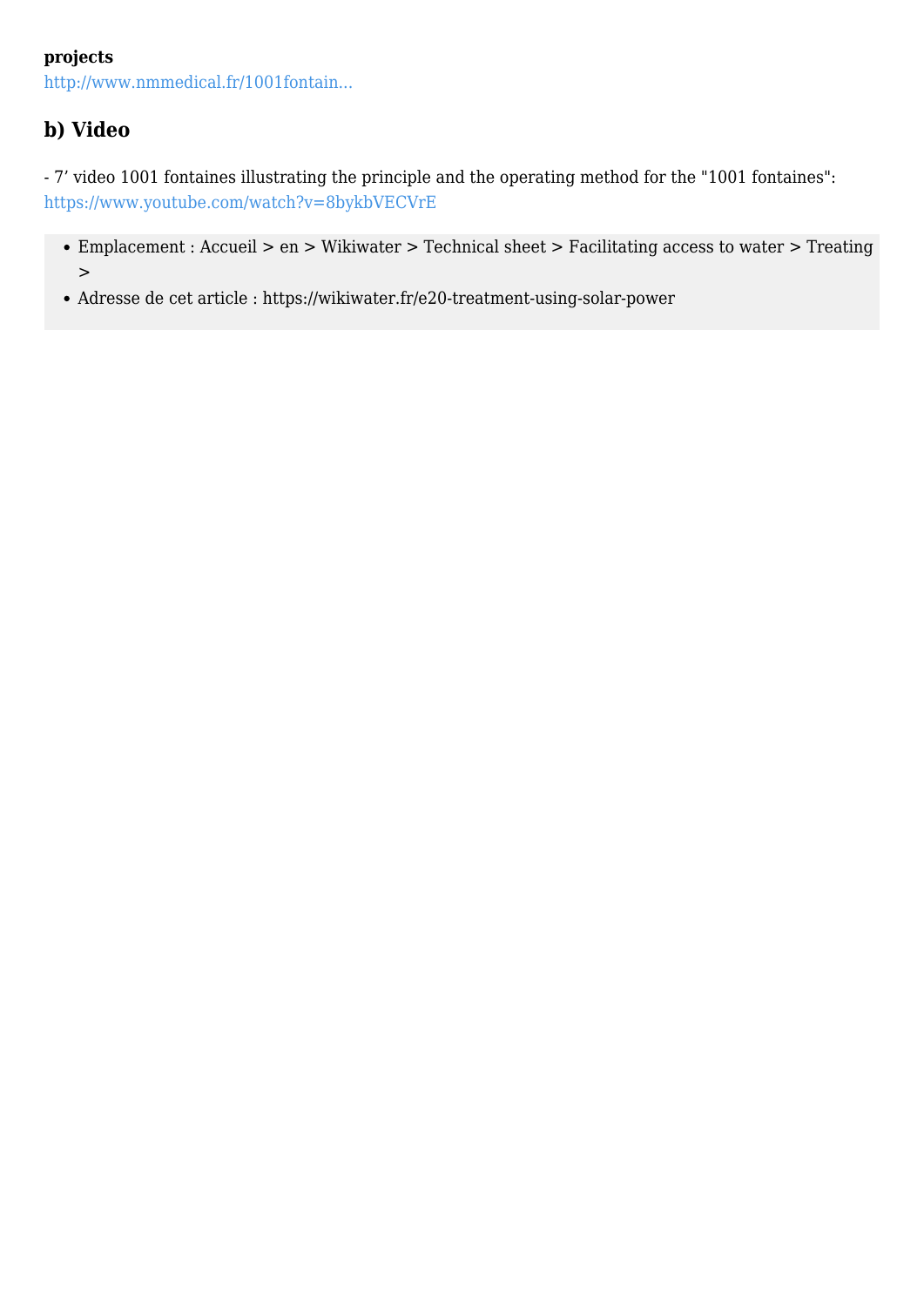**projects**
http://www.nmmedical.fr/1001fontain...

### b) Video

- 7' video 1001 fontaines illustrating the principle and the operating method for the "1001 fontaines": https://www.youtube.com/watch?v=8bykbVECVrE

- Emplacement : Accueil > en > Wikiwater > Technical sheet > Facilitating access to water > Treating >
- Adresse de cet article : https://wikiwater.fr/e20-treatment-using-solar-power